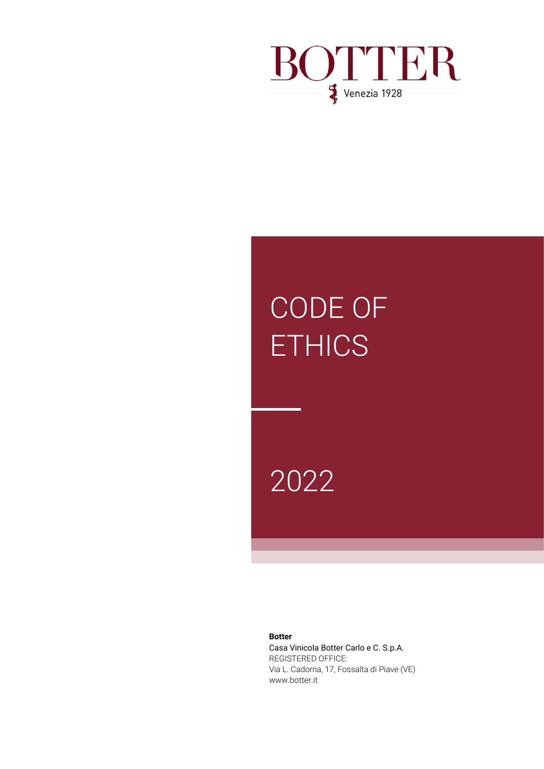BOTTER

Venezia 1928

# CODE OF ETHICS

2022

**Botter**
Casa Vinicola Botter Carlo e C. S.p.A.
REGISTERED OFFICE:
Via L. Cadorna, 17, Fossalta di Piave (VE)
www.botter.it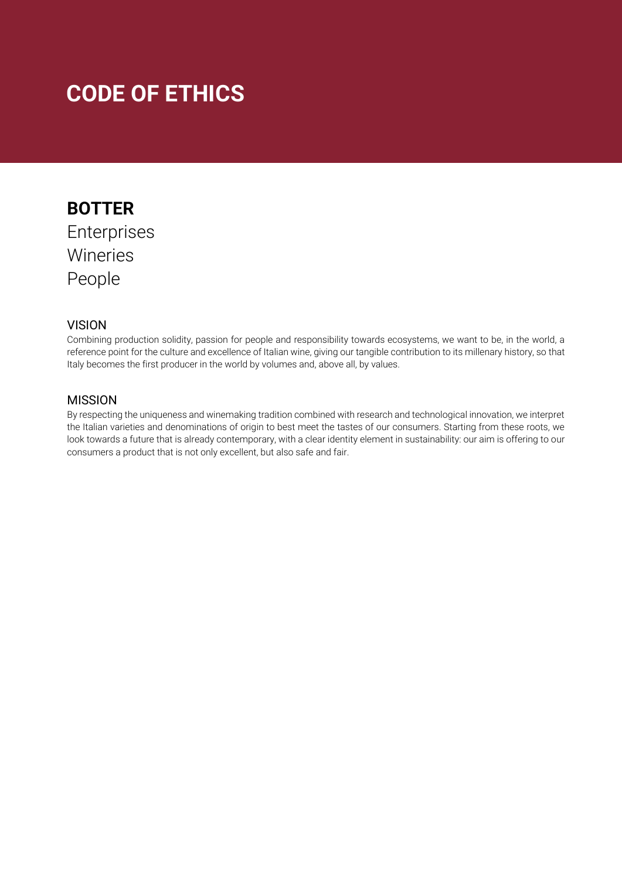# CODE OF ETHICS

**BOTTER**
Enterprises
Wineries
People

## VISION

Combining production solidity, passion for people and responsibility towards ecosystems, we want to be, in the world, a reference point for the culture and excellence of Italian wine, giving our tangible contribution to its millenary history, so that Italy becomes the first producer in the world by volumes and, above all, by values.

## MISSION

By respecting the uniqueness and winemaking tradition combined with research and technological innovation, we interpret the Italian varieties and denominations of origin to best meet the tastes of our consumers. Starting from these roots, we look towards a future that is already contemporary, with a clear identity element in sustainability: our aim is offering to our consumers a product that is not only excellent, but also safe and fair.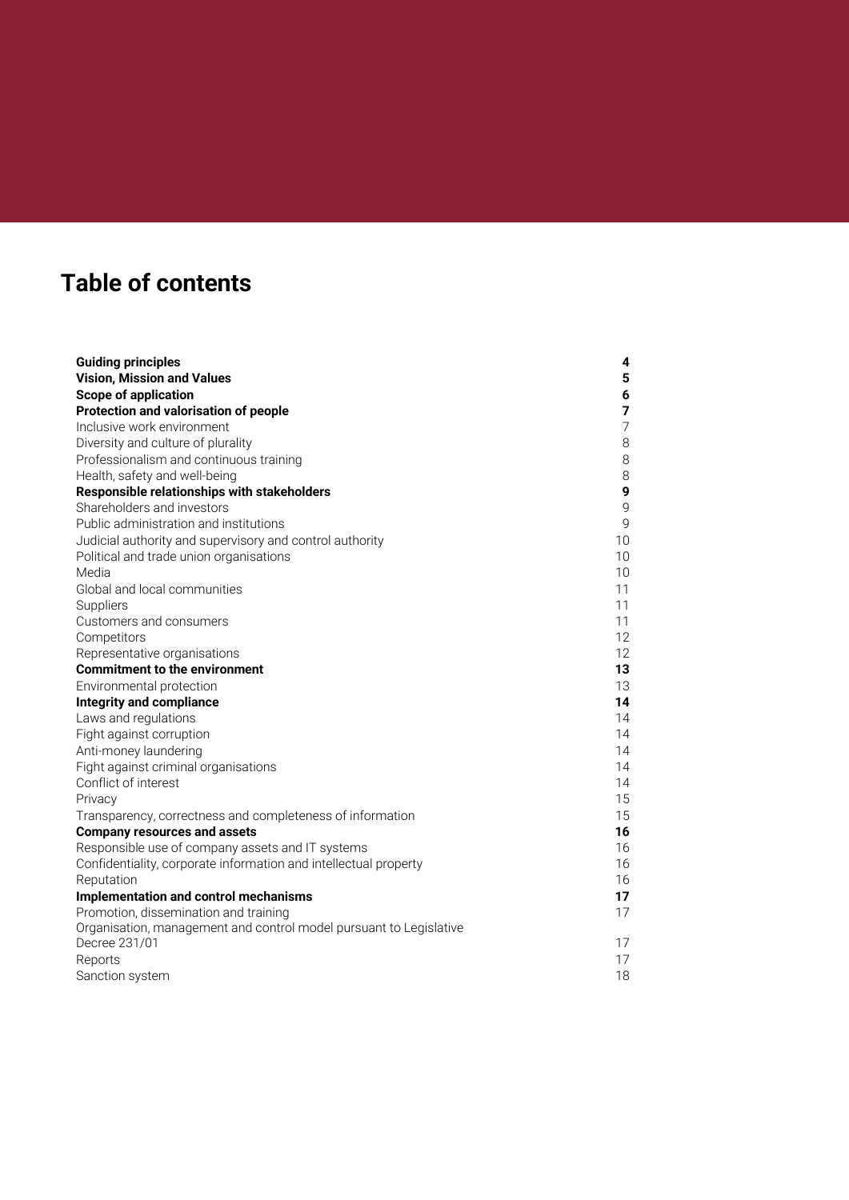# Table of contents

| | |
|---|---|
| **Guiding principles** | **4** |
| **Vision, Mission and Values** | **5** |
| **Scope of application** | **6** |
| **Protection and valorisation of people** | **7** |
| Inclusive work environment | 7 |
| Diversity and culture of plurality | 8 |
| Professionalism and continuous training | 8 |
| Health, safety and well-being | 8 |
| **Responsible relationships with stakeholders** | **9** |
| Shareholders and investors | 9 |
| Public administration and institutions | 9 |
| Judicial authority and supervisory and control authority | 10 |
| Political and trade union organisations | 10 |
| Media | 10 |
| Global and local communities | 11 |
| Suppliers | 11 |
| Customers and consumers | 11 |
| Competitors | 12 |
| Representative organisations | 12 |
| **Commitment to the environment** | **13** |
| Environmental protection | 13 |
| **Integrity and compliance** | **14** |
| Laws and regulations | 14 |
| Fight against corruption | 14 |
| Anti-money laundering | 14 |
| Fight against criminal organisations | 14 |
| Conflict of interest | 14 |
| Privacy | 15 |
| Transparency, correctness and completeness of information | 15 |
| **Company resources and assets** | **16** |
| Responsible use of company assets and IT systems | 16 |
| Confidentiality, corporate information and intellectual property | 16 |
| Reputation | 16 |
| **Implementation and control mechanisms** | **17** |
| Promotion, dissemination and training | 17 |
| Organisation, management and control model pursuant to Legislative Decree 231/01 | 17 |
| Reports | 17 |
| Sanction system | 18 |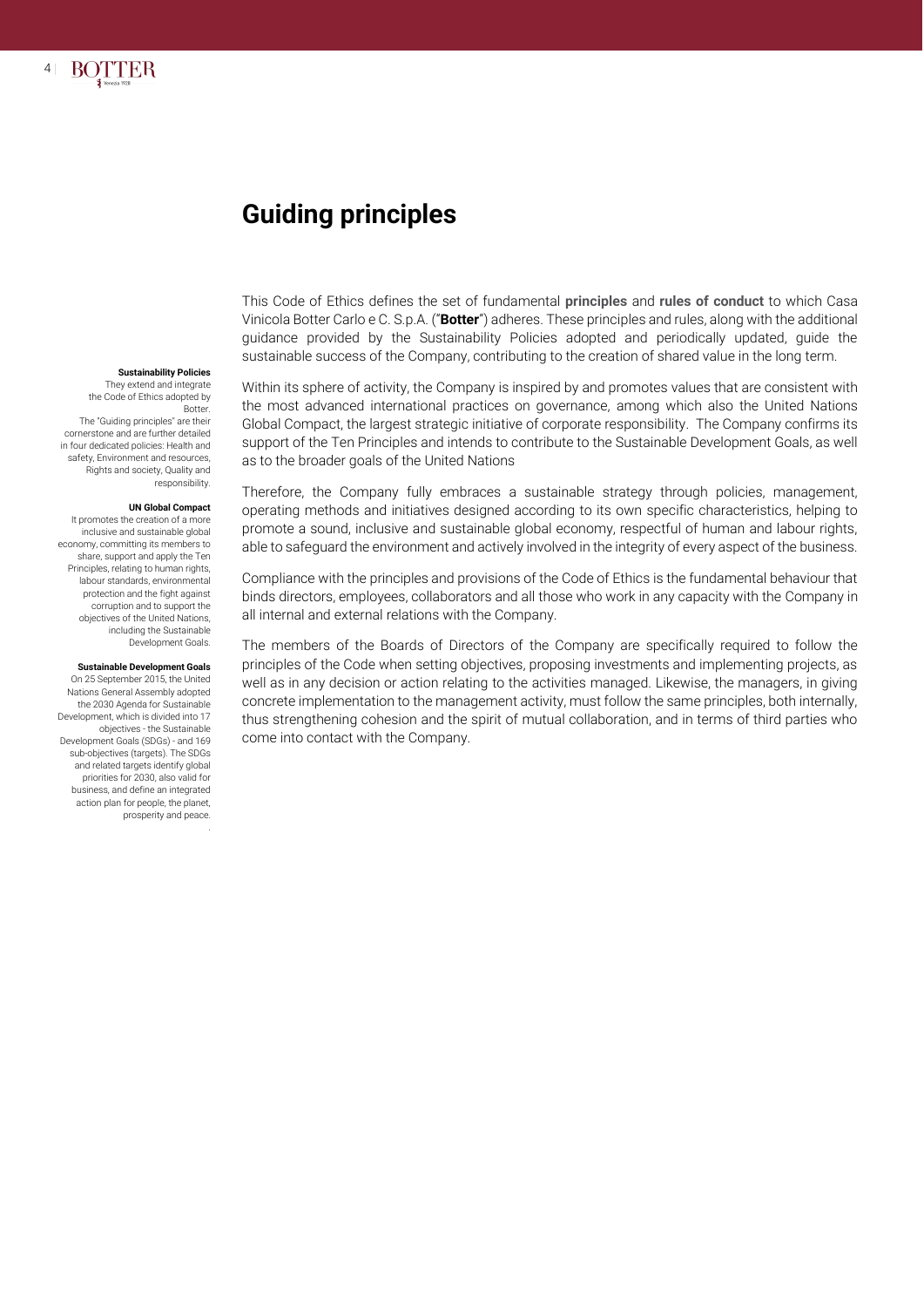# Guiding principles

This Code of Ethics defines the set of fundamental **principles** and **rules of conduct** to which Casa Vinicola Botter Carlo e C. S.p.A. ("**Botter**") adheres. These principles and rules, along with the additional guidance provided by the Sustainability Policies adopted and periodically updated, guide the sustainable success of the Company, contributing to the creation of shared value in the long term.

Within its sphere of activity, the Company is inspired by and promotes values that are consistent with the most advanced international practices on governance, among which also the United Nations Global Compact, the largest strategic initiative of corporate responsibility. The Company confirms its support of the Ten Principles and intends to contribute to the Sustainable Development Goals, as well as to the broader goals of the United Nations

Therefore, the Company fully embraces a sustainable strategy through policies, management, operating methods and initiatives designed according to its own specific characteristics, helping to promote a sound, inclusive and sustainable global economy, respectful of human and labour rights, able to safeguard the environment and actively involved in the integrity of every aspect of the business.

Compliance with the principles and provisions of the Code of Ethics is the fundamental behaviour that binds directors, employees, collaborators and all those who work in any capacity with the Company in all internal and external relations with the Company.

The members of the Boards of Directors of the Company are specifically required to follow the principles of the Code when setting objectives, proposing investments and implementing projects, as well as in any decision or action relating to the activities managed. Likewise, the managers, in giving concrete implementation to the management activity, must follow the same principles, both internally, thus strengthening cohesion and the spirit of mutual collaboration, and in terms of third parties who come into contact with the Company.

**Sustainability Policies**
They extend and integrate the Code of Ethics adopted by Botter.
The "Guiding principles" are their cornerstone and are further detailed in four dedicated policies: Health and safety, Environment and resources, Rights and society, Quality and responsibility.

**UN Global Compact**
It promotes the creation of a more inclusive and sustainable global economy, committing its members to share, support and apply the Ten Principles, relating to human rights, labour standards, environmental protection and the fight against corruption and to support the objectives of the United Nations, including the Sustainable Development Goals.

**Sustainable Development Goals**
On 25 September 2015, the United Nations General Assembly adopted the 2030 Agenda for Sustainable Development, which is divided into 17 objectives - the Sustainable Development Goals (SDGs) - and 169 sub-objectives (targets). The SDGs and related targets identify global priorities for 2030, also valid for business, and define an integrated action plan for people, the planet, prosperity and peace.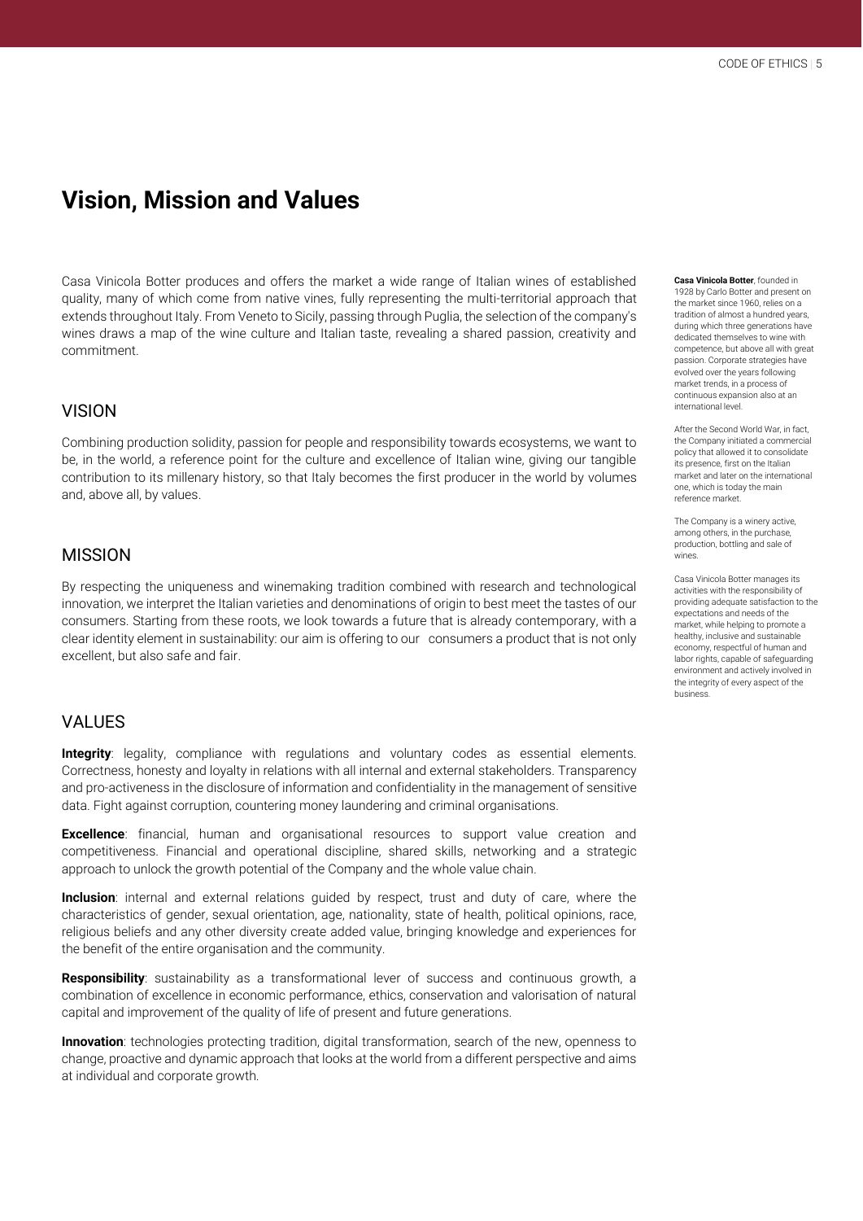# Vision, Mission and Values

Casa Vinicola Botter produces and offers the market a wide range of Italian wines of established quality, many of which come from native vines, fully representing the multi-territorial approach that extends throughout Italy. From Veneto to Sicily, passing through Puglia, the selection of the company's wines draws a map of the wine culture and Italian taste, revealing a shared passion, creativity and commitment.

## VISION

Combining production solidity, passion for people and responsibility towards ecosystems, we want to be, in the world, a reference point for the culture and excellence of Italian wine, giving our tangible contribution to its millenary history, so that Italy becomes the first producer in the world by volumes and, above all, by values.

## MISSION

By respecting the uniqueness and winemaking tradition combined with research and technological innovation, we interpret the Italian varieties and denominations of origin to best meet the tastes of our consumers. Starting from these roots, we look towards a future that is already contemporary, with a clear identity element in sustainability: our aim is offering to our consumers a product that is not only excellent, but also safe and fair.

## VALUES

**Integrity**: legality, compliance with regulations and voluntary codes as essential elements. Correctness, honesty and loyalty in relations with all internal and external stakeholders. Transparency and pro-activeness in the disclosure of information and confidentiality in the management of sensitive data. Fight against corruption, countering money laundering and criminal organisations.

**Excellence**: financial, human and organisational resources to support value creation and competitiveness. Financial and operational discipline, shared skills, networking and a strategic approach to unlock the growth potential of the Company and the whole value chain.

**Inclusion**: internal and external relations guided by respect, trust and duty of care, where the characteristics of gender, sexual orientation, age, nationality, state of health, political opinions, race, religious beliefs and any other diversity create added value, bringing knowledge and experiences for the benefit of the entire organisation and the community.

**Responsibility**: sustainability as a transformational lever of success and continuous growth, a combination of excellence in economic performance, ethics, conservation and valorisation of natural capital and improvement of the quality of life of present and future generations.

**Innovation**: technologies protecting tradition, digital transformation, search of the new, openness to change, proactive and dynamic approach that looks at the world from a different perspective and aims at individual and corporate growth.

**Casa Vinicola Botter**, founded in 1928 by Carlo Botter and present on the market since 1960, relies on a tradition of almost a hundred years, during which three generations have dedicated themselves to wine with competence, but above all with great passion. Corporate strategies have evolved over the years following market trends, in a process of continuous expansion also at an international level.

After the Second World War, in fact, the Company initiated a commercial policy that allowed it to consolidate its presence, first on the Italian market and later on the international one, which is today the main reference market.

The Company is a winery active, among others, in the purchase, production, bottling and sale of wines.

Casa Vinicola Botter manages its activities with the responsibility of providing adequate satisfaction to the expectations and needs of the market, while helping to promote a healthy, inclusive and sustainable economy, respectful of human and labor rights, capable of safeguarding environment and actively involved in the integrity of every aspect of the business.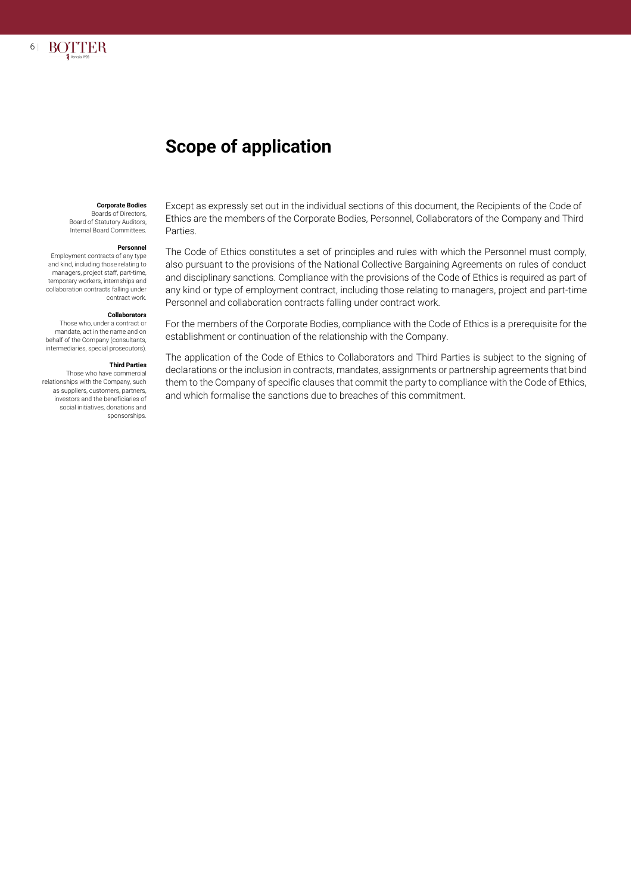# Scope of application

**Corporate Bodies**
Boards of Directors, Board of Statutory Auditors, Internal Board Committees.

**Personnel**
Employment contracts of any type and kind, including those relating to managers, project staff, part-time, temporary workers, internships and collaboration contracts falling under contract work.

**Collaborators**
Those who, under a contract or mandate, act in the name and on behalf of the Company (consultants, intermediaries, special prosecutors).

**Third Parties**
Those who have commercial relationships with the Company, such as suppliers, customers, partners, investors and the beneficiaries of social initiatives, donations and sponsorships.

Except as expressly set out in the individual sections of this document, the Recipients of the Code of Ethics are the members of the Corporate Bodies, Personnel, Collaborators of the Company and Third Parties.

The Code of Ethics constitutes a set of principles and rules with which the Personnel must comply, also pursuant to the provisions of the National Collective Bargaining Agreements on rules of conduct and disciplinary sanctions. Compliance with the provisions of the Code of Ethics is required as part of any kind or type of employment contract, including those relating to managers, project and part-time Personnel and collaboration contracts falling under contract work.

For the members of the Corporate Bodies, compliance with the Code of Ethics is a prerequisite for the establishment or continuation of the relationship with the Company.

The application of the Code of Ethics to Collaborators and Third Parties is subject to the signing of declarations or the inclusion in contracts, mandates, assignments or partnership agreements that bind them to the Company of specific clauses that commit the party to compliance with the Code of Ethics, and which formalise the sanctions due to breaches of this commitment.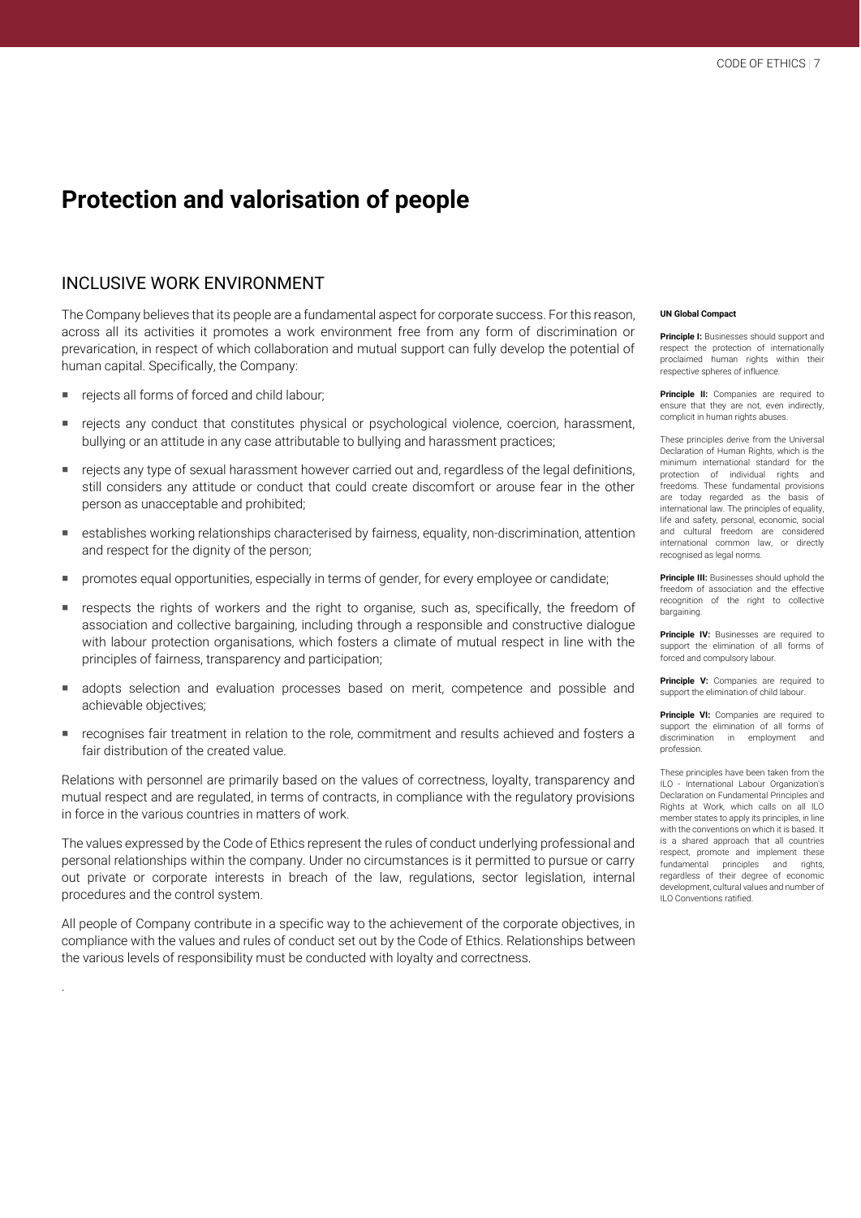# Protection and valorisation of people

## INCLUSIVE WORK ENVIRONMENT

The Company believes that its people are a fundamental aspect for corporate success. For this reason, across all its activities it promotes a work environment free from any form of discrimination or prevarication, in respect of which collaboration and mutual support can fully develop the potential of human capital. Specifically, the Company:

- rejects all forms of forced and child labour;
- rejects any conduct that constitutes physical or psychological violence, coercion, harassment, bullying or an attitude in any case attributable to bullying and harassment practices;
- rejects any type of sexual harassment however carried out and, regardless of the legal definitions, still considers any attitude or conduct that could create discomfort or arouse fear in the other person as unacceptable and prohibited;
- establishes working relationships characterised by fairness, equality, non-discrimination, attention and respect for the dignity of the person;
- promotes equal opportunities, especially in terms of gender, for every employee or candidate;
- respects the rights of workers and the right to organise, such as, specifically, the freedom of association and collective bargaining, including through a responsible and constructive dialogue with labour protection organisations, which fosters a climate of mutual respect in line with the principles of fairness, transparency and participation;
- adopts selection and evaluation processes based on merit, competence and possible and achievable objectives;
- recognises fair treatment in relation to the role, commitment and results achieved and fosters a fair distribution of the created value.

Relations with personnel are primarily based on the values of correctness, loyalty, transparency and mutual respect and are regulated, in terms of contracts, in compliance with the regulatory provisions in force in the various countries in matters of work.

The values expressed by the Code of Ethics represent the rules of conduct underlying professional and personal relationships within the company. Under no circumstances is it permitted to pursue or carry out private or corporate interests in breach of the law, regulations, sector legislation, internal procedures and the control system.

All people of Company contribute in a specific way to the achievement of the corporate objectives, in compliance with the values and rules of conduct set out by the Code of Ethics. Relationships between the various levels of responsibility must be conducted with loyalty and correctness.

**UN Global Compact**

**Principle I:** Businesses should support and respect the protection of internationally proclaimed human rights within their respective spheres of influence.

**Principle II:** Companies are required to ensure that they are not, even indirectly, complicit in human rights abuses.

These principles derive from the Universal Declaration of Human Rights, which is the minimum international standard for the protection of individual rights and freedoms. These fundamental provisions are today regarded as the basis of international law. The principles of equality, life and safety, personal, economic, social and cultural freedom are considered international common law, or directly recognised as legal norms.

**Principle III:** Businesses should uphold the freedom of association and the effective recognition of the right to collective bargaining.

**Principle IV:** Businesses are required to support the elimination of all forms of forced and compulsory labour.

**Principle V:** Companies are required to support the elimination of child labour.

**Principle VI:** Companies are required to support the elimination of all forms of discrimination in employment and profession.

These principles have been taken from the ILO - International Labour Organization's Declaration on Fundamental Principles and Rights at Work, which calls on all ILO member states to apply its principles, in line with the conventions on which it is based. It is a shared approach that all countries respect, promote and implement these fundamental principles and rights, regardless of their degree of economic development, cultural values and number of ILO Conventions ratified.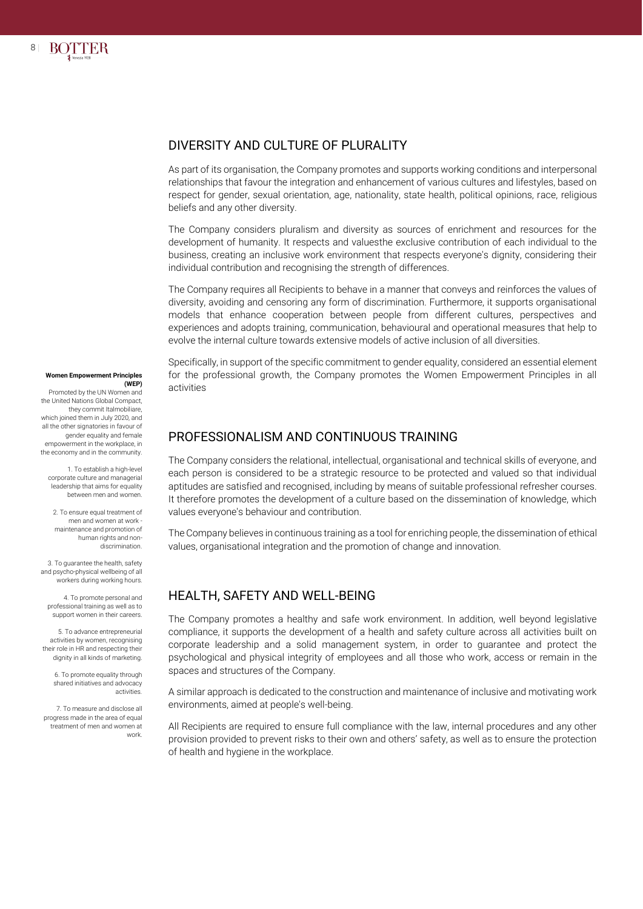## DIVERSITY AND CULTURE OF PLURALITY

As part of its organisation, the Company promotes and supports working conditions and interpersonal relationships that favour the integration and enhancement of various cultures and lifestyles, based on respect for gender, sexual orientation, age, nationality, state health, political opinions, race, religious beliefs and any other diversity.

The Company considers pluralism and diversity as sources of enrichment and resources for the development of humanity. It respects and valuesthe exclusive contribution of each individual to the business, creating an inclusive work environment that respects everyone's dignity, considering their individual contribution and recognising the strength of differences.

The Company requires all Recipients to behave in a manner that conveys and reinforces the values of diversity, avoiding and censoring any form of discrimination. Furthermore, it supports organisational models that enhance cooperation between people from different cultures, perspectives and experiences and adopts training, communication, behavioural and operational measures that help to evolve the internal culture towards extensive models of active inclusion of all diversities.

Specifically, in support of the specific commitment to gender equality, considered an essential element for the professional growth, the Company promotes the Women Empowerment Principles in all activities

**Women Empowerment Principles (WEP)**

Promoted by the UN Women and the United Nations Global Compact, they commit Italmobiliare, which joined them in July 2020, and all the other signatories in favour of gender equality and female empowerment in the workplace, in the economy and in the community.

1. To establish a high-level corporate culture and managerial leadership that aims for equality between men and women.

2. To ensure equal treatment of men and women at work - maintenance and promotion of human rights and non-discrimination.

3. To guarantee the health, safety and psycho-physical wellbeing of all workers during working hours.

4. To promote personal and professional training as well as to support women in their careers.

5. To advance entrepreneurial activities by women, recognising their role in HR and respecting their dignity in all kinds of marketing.

6. To promote equality through shared initiatives and advocacy activities.

7. To measure and disclose all progress made in the area of equal treatment of men and women at work.

## PROFESSIONALISM AND CONTINUOUS TRAINING

The Company considers the relational, intellectual, organisational and technical skills of everyone, and each person is considered to be a strategic resource to be protected and valued so that individual aptitudes are satisfied and recognised, including by means of suitable professional refresher courses. It therefore promotes the development of a culture based on the dissemination of knowledge, which values everyone's behaviour and contribution.

The Company believes in continuous training as a tool for enriching people, the dissemination of ethical values, organisational integration and the promotion of change and innovation.

## HEALTH, SAFETY AND WELL-BEING

The Company promotes a healthy and safe work environment. In addition, well beyond legislative compliance, it supports the development of a health and safety culture across all activities built on corporate leadership and a solid management system, in order to guarantee and protect the psychological and physical integrity of employees and all those who work, access or remain in the spaces and structures of the Company.

A similar approach is dedicated to the construction and maintenance of inclusive and motivating work environments, aimed at people's well-being.

All Recipients are required to ensure full compliance with the law, internal procedures and any other provision provided to prevent risks to their own and others' safety, as well as to ensure the protection of health and hygiene in the workplace.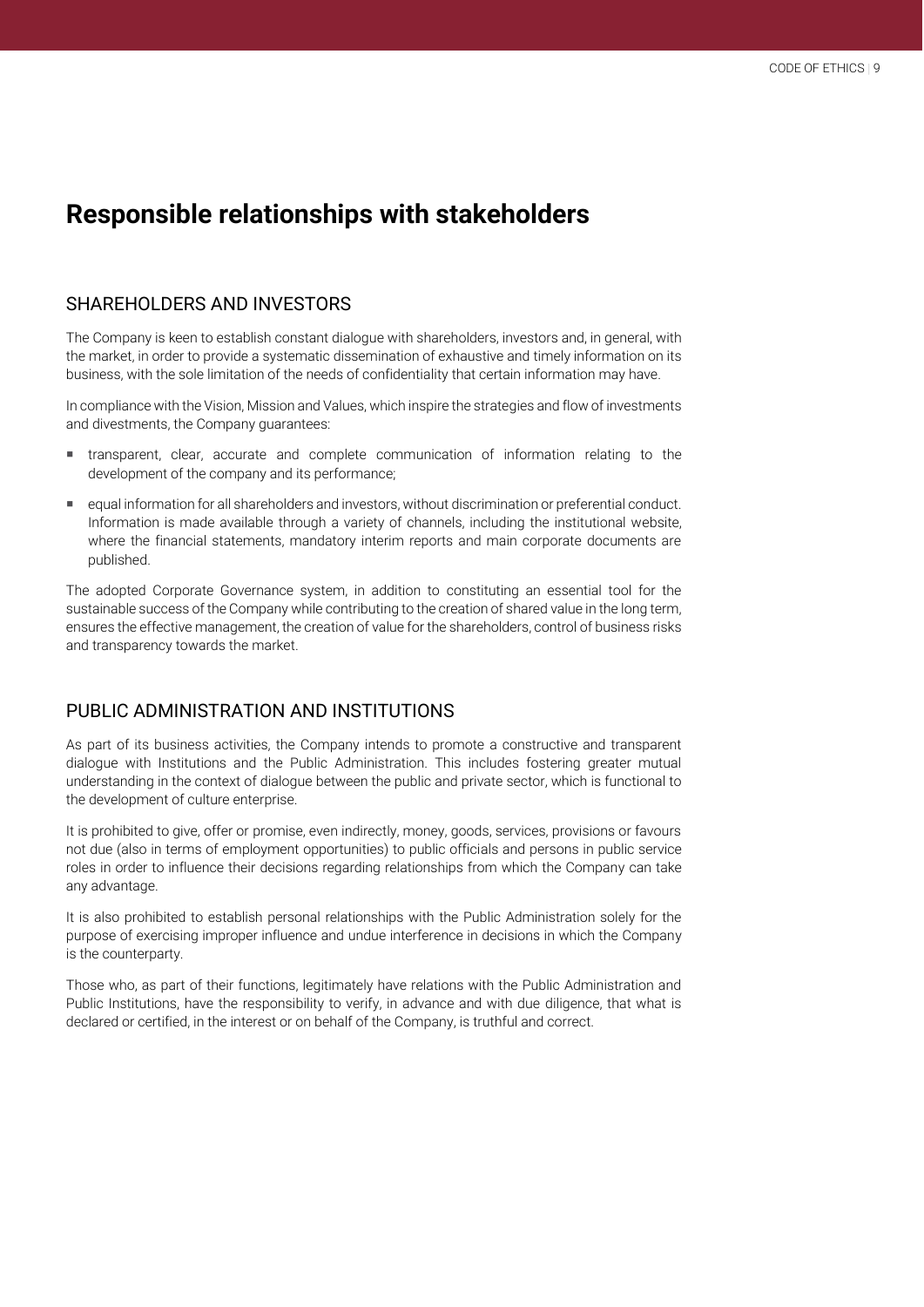# Responsible relationships with stakeholders

## SHAREHOLDERS AND INVESTORS

The Company is keen to establish constant dialogue with shareholders, investors and, in general, with the market, in order to provide a systematic dissemination of exhaustive and timely information on its business, with the sole limitation of the needs of confidentiality that certain information may have.

In compliance with the Vision, Mission and Values, which inspire the strategies and flow of investments and divestments, the Company guarantees:

- transparent, clear, accurate and complete communication of information relating to the development of the company and its performance;
- equal information for all shareholders and investors, without discrimination or preferential conduct. Information is made available through a variety of channels, including the institutional website, where the financial statements, mandatory interim reports and main corporate documents are published.

The adopted Corporate Governance system, in addition to constituting an essential tool for the sustainable success of the Company while contributing to the creation of shared value in the long term, ensures the effective management, the creation of value for the shareholders, control of business risks and transparency towards the market.

## PUBLIC ADMINISTRATION AND INSTITUTIONS

As part of its business activities, the Company intends to promote a constructive and transparent dialogue with Institutions and the Public Administration. This includes fostering greater mutual understanding in the context of dialogue between the public and private sector, which is functional to the development of culture enterprise.

It is prohibited to give, offer or promise, even indirectly, money, goods, services, provisions or favours not due (also in terms of employment opportunities) to public officials and persons in public service roles in order to influence their decisions regarding relationships from which the Company can take any advantage.

It is also prohibited to establish personal relationships with the Public Administration solely for the purpose of exercising improper influence and undue interference in decisions in which the Company is the counterparty.

Those who, as part of their functions, legitimately have relations with the Public Administration and Public Institutions, have the responsibility to verify, in advance and with due diligence, that what is declared or certified, in the interest or on behalf of the Company, is truthful and correct.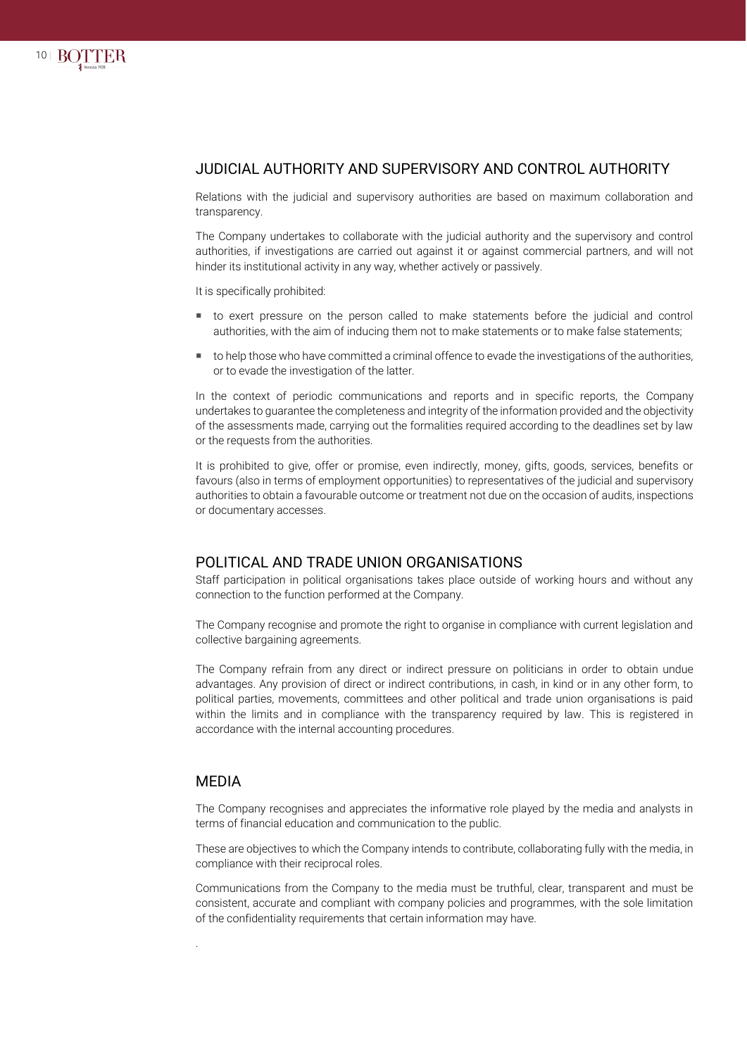## JUDICIAL AUTHORITY AND SUPERVISORY AND CONTROL AUTHORITY

Relations with the judicial and supervisory authorities are based on maximum collaboration and transparency.

The Company undertakes to collaborate with the judicial authority and the supervisory and control authorities, if investigations are carried out against it or against commercial partners, and will not hinder its institutional activity in any way, whether actively or passively.

It is specifically prohibited:

- to exert pressure on the person called to make statements before the judicial and control authorities, with the aim of inducing them not to make statements or to make false statements;
- to help those who have committed a criminal offence to evade the investigations of the authorities, or to evade the investigation of the latter.

In the context of periodic communications and reports and in specific reports, the Company undertakes to guarantee the completeness and integrity of the information provided and the objectivity of the assessments made, carrying out the formalities required according to the deadlines set by law or the requests from the authorities.

It is prohibited to give, offer or promise, even indirectly, money, gifts, goods, services, benefits or favours (also in terms of employment opportunities) to representatives of the judicial and supervisory authorities to obtain a favourable outcome or treatment not due on the occasion of audits, inspections or documentary accesses.

## POLITICAL AND TRADE UNION ORGANISATIONS

Staff participation in political organisations takes place outside of working hours and without any connection to the function performed at the Company.

The Company recognise and promote the right to organise in compliance with current legislation and collective bargaining agreements.

The Company refrain from any direct or indirect pressure on politicians in order to obtain undue advantages. Any provision of direct or indirect contributions, in cash, in kind or in any other form, to political parties, movements, committees and other political and trade union organisations is paid within the limits and in compliance with the transparency required by law. This is registered in accordance with the internal accounting procedures.

## MEDIA

The Company recognises and appreciates the informative role played by the media and analysts in terms of financial education and communication to the public.

These are objectives to which the Company intends to contribute, collaborating fully with the media, in compliance with their reciprocal roles.

Communications from the Company to the media must be truthful, clear, transparent and must be consistent, accurate and compliant with company policies and programmes, with the sole limitation of the confidentiality requirements that certain information may have.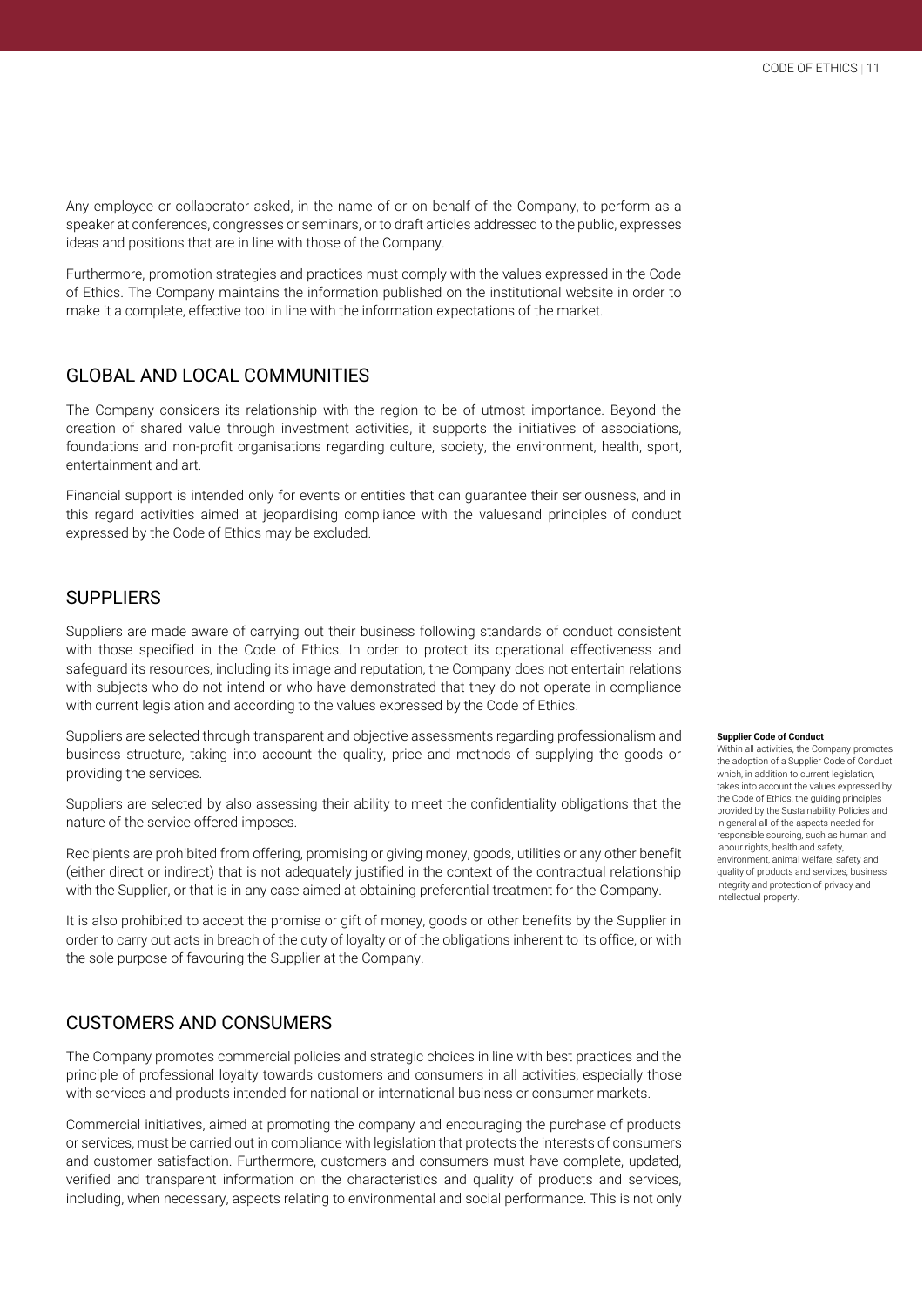Any employee or collaborator asked, in the name of or on behalf of the Company, to perform as a speaker at conferences, congresses or seminars, or to draft articles addressed to the public, expresses ideas and positions that are in line with those of the Company.

Furthermore, promotion strategies and practices must comply with the values expressed in the Code of Ethics. The Company maintains the information published on the institutional website in order to make it a complete, effective tool in line with the information expectations of the market.

## GLOBAL AND LOCAL COMMUNITIES

The Company considers its relationship with the region to be of utmost importance. Beyond the creation of shared value through investment activities, it supports the initiatives of associations, foundations and non-profit organisations regarding culture, society, the environment, health, sport, entertainment and art.

Financial support is intended only for events or entities that can guarantee their seriousness, and in this regard activities aimed at jeopardising compliance with the valuesand principles of conduct expressed by the Code of Ethics may be excluded.

## SUPPLIERS

Suppliers are made aware of carrying out their business following standards of conduct consistent with those specified in the Code of Ethics. In order to protect its operational effectiveness and safeguard its resources, including its image and reputation, the Company does not entertain relations with subjects who do not intend or who have demonstrated that they do not operate in compliance with current legislation and according to the values expressed by the Code of Ethics.

Suppliers are selected through transparent and objective assessments regarding professionalism and business structure, taking into account the quality, price and methods of supplying the goods or providing the services.

Suppliers are selected by also assessing their ability to meet the confidentiality obligations that the nature of the service offered imposes.

Recipients are prohibited from offering, promising or giving money, goods, utilities or any other benefit (either direct or indirect) that is not adequately justified in the context of the contractual relationship with the Supplier, or that is in any case aimed at obtaining preferential treatment for the Company.

It is also prohibited to accept the promise or gift of money, goods or other benefits by the Supplier in order to carry out acts in breach of the duty of loyalty or of the obligations inherent to its office, or with the sole purpose of favouring the Supplier at the Company.

**Supplier Code of Conduct**
Within all activities, the Company promotes the adoption of a Supplier Code of Conduct which, in addition to current legislation, takes into account the values expressed by the Code of Ethics, the guiding principles provided by the Sustainability Policies and in general all of the aspects needed for responsible sourcing, such as human and labour rights, health and safety, environment, animal welfare, safety and quality of products and services, business integrity and protection of privacy and intellectual property.

## CUSTOMERS AND CONSUMERS

The Company promotes commercial policies and strategic choices in line with best practices and the principle of professional loyalty towards customers and consumers in all activities, especially those with services and products intended for national or international business or consumer markets.

Commercial initiatives, aimed at promoting the company and encouraging the purchase of products or services, must be carried out in compliance with legislation that protects the interests of consumers and customer satisfaction. Furthermore, customers and consumers must have complete, updated, verified and transparent information on the characteristics and quality of products and services, including, when necessary, aspects relating to environmental and social performance. This is not only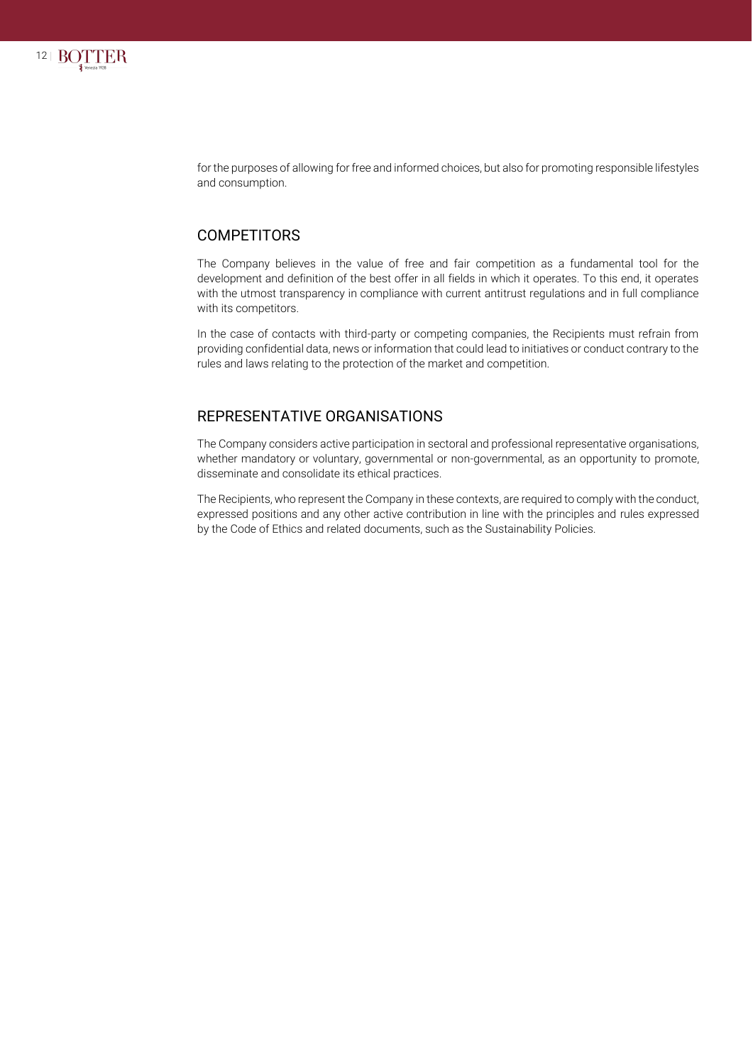for the purposes of allowing for free and informed choices, but also for promoting responsible lifestyles and consumption.

## COMPETITORS

The Company believes in the value of free and fair competition as a fundamental tool for the development and definition of the best offer in all fields in which it operates. To this end, it operates with the utmost transparency in compliance with current antitrust regulations and in full compliance with its competitors.

In the case of contacts with third-party or competing companies, the Recipients must refrain from providing confidential data, news or information that could lead to initiatives or conduct contrary to the rules and laws relating to the protection of the market and competition.

## REPRESENTATIVE ORGANISATIONS

The Company considers active participation in sectoral and professional representative organisations, whether mandatory or voluntary, governmental or non-governmental, as an opportunity to promote, disseminate and consolidate its ethical practices.

The Recipients, who represent the Company in these contexts, are required to comply with the conduct, expressed positions and any other active contribution in line with the principles and rules expressed by the Code of Ethics and related documents, such as the Sustainability Policies.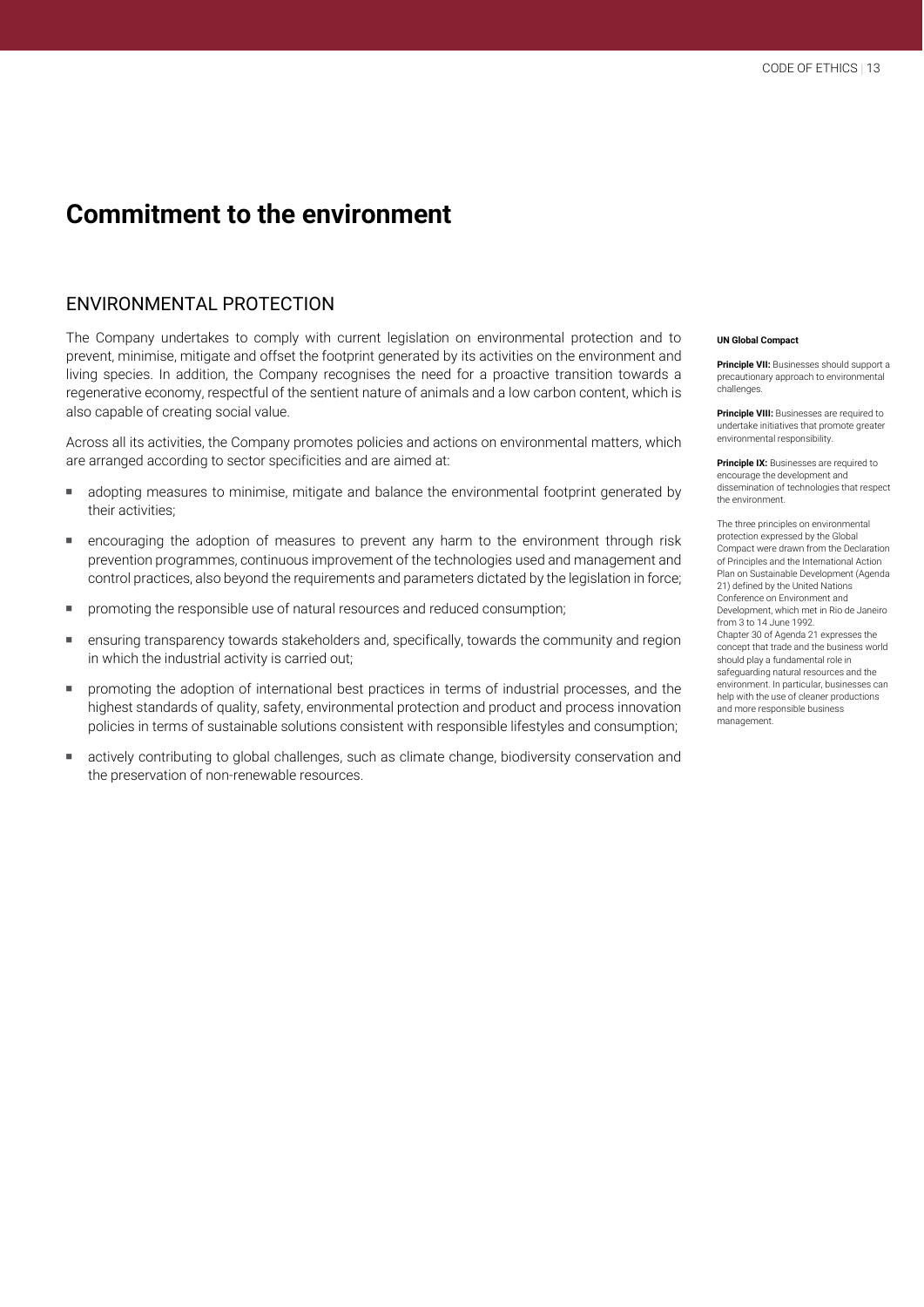# Commitment to the environment

## ENVIRONMENTAL PROTECTION

The Company undertakes to comply with current legislation on environmental protection and to prevent, minimise, mitigate and offset the footprint generated by its activities on the environment and living species. In addition, the Company recognises the need for a proactive transition towards a regenerative economy, respectful of the sentient nature of animals and a low carbon content, which is also capable of creating social value.

Across all its activities, the Company promotes policies and actions on environmental matters, which are arranged according to sector specificities and are aimed at:

- adopting measures to minimise, mitigate and balance the environmental footprint generated by their activities;
- encouraging the adoption of measures to prevent any harm to the environment through risk prevention programmes, continuous improvement of the technologies used and management and control practices, also beyond the requirements and parameters dictated by the legislation in force;
- promoting the responsible use of natural resources and reduced consumption;
- ensuring transparency towards stakeholders and, specifically, towards the community and region in which the industrial activity is carried out;
- promoting the adoption of international best practices in terms of industrial processes, and the highest standards of quality, safety, environmental protection and product and process innovation policies in terms of sustainable solutions consistent with responsible lifestyles and consumption;
- actively contributing to global challenges, such as climate change, biodiversity conservation and the preservation of non-renewable resources.

**UN Global Compact**

**Principle VII:** Businesses should support a precautionary approach to environmental challenges.

**Principle VIII:** Businesses are required to undertake initiatives that promote greater environmental responsibility.

**Principle IX:** Businesses are required to encourage the development and dissemination of technologies that respect the environment.

The three principles on environmental protection expressed by the Global Compact were drawn from the Declaration of Principles and the International Action Plan on Sustainable Development (Agenda 21) defined by the United Nations Conference on Environment and Development, which met in Rio de Janeiro from 3 to 14 June 1992.
Chapter 30 of Agenda 21 expresses the concept that trade and the business world should play a fundamental role in safeguarding natural resources and the environment. In particular, businesses can help with the use of cleaner productions and more responsible business management.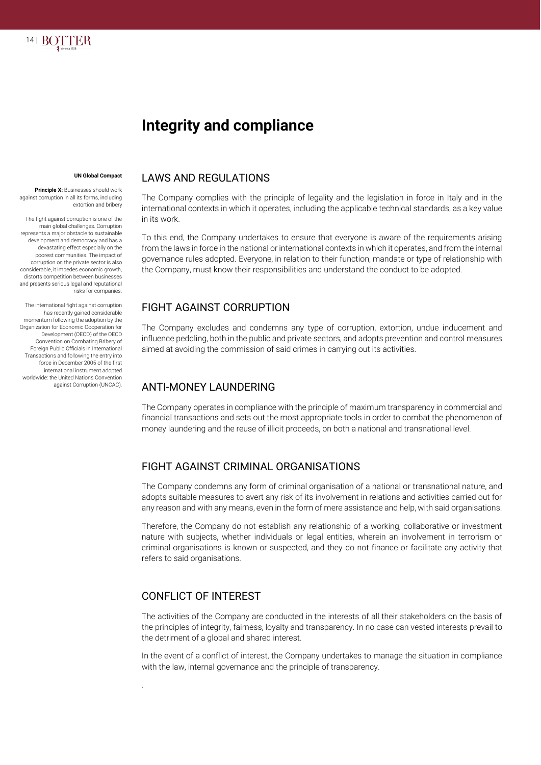# Integrity and compliance

**UN Global Compact**

**Principle X:** Businesses should work against corruption in all its forms, including extortion and bribery

The fight against corruption is one of the main global challenges. Corruption represents a major obstacle to sustainable development and democracy and has a devastating effect especially on the poorest communities. The impact of corruption on the private sector is also considerable, it impedes economic growth, distorts competition between businesses and presents serious legal and reputational risks for companies.

The international fight against corruption has recently gained considerable momentum following the adoption by the Organization for Economic Cooperation for Development (OECD) of the OECD Convention on Combating Bribery of Foreign Public Officials in International Transactions and following the entry into force in December 2005 of the first international instrument adopted worldwide: the United Nations Convention against Corruption (UNCAC).

## LAWS AND REGULATIONS

The Company complies with the principle of legality and the legislation in force in Italy and in the international contexts in which it operates, including the applicable technical standards, as a key value in its work.

To this end, the Company undertakes to ensure that everyone is aware of the requirements arising from the laws in force in the national or international contexts in which it operates, and from the internal governance rules adopted. Everyone, in relation to their function, mandate or type of relationship with the Company, must know their responsibilities and understand the conduct to be adopted.

## FIGHT AGAINST CORRUPTION

The Company excludes and condemns any type of corruption, extortion, undue inducement and influence peddling, both in the public and private sectors, and adopts prevention and control measures aimed at avoiding the commission of said crimes in carrying out its activities.

## ANTI-MONEY LAUNDERING

The Company operates in compliance with the principle of maximum transparency in commercial and financial transactions and sets out the most appropriate tools in order to combat the phenomenon of money laundering and the reuse of illicit proceeds, on both a national and transnational level.

## FIGHT AGAINST CRIMINAL ORGANISATIONS

The Company condemns any form of criminal organisation of a national or transnational nature, and adopts suitable measures to avert any risk of its involvement in relations and activities carried out for any reason and with any means, even in the form of mere assistance and help, with said organisations.

Therefore, the Company do not establish any relationship of a working, collaborative or investment nature with subjects, whether individuals or legal entities, wherein an involvement in terrorism or criminal organisations is known or suspected, and they do not finance or facilitate any activity that refers to said organisations.

## CONFLICT OF INTEREST

The activities of the Company are conducted in the interests of all their stakeholders on the basis of the principles of integrity, fairness, loyalty and transparency. In no case can vested interests prevail to the detriment of a global and shared interest.

In the event of a conflict of interest, the Company undertakes to manage the situation in compliance with the law, internal governance and the principle of transparency.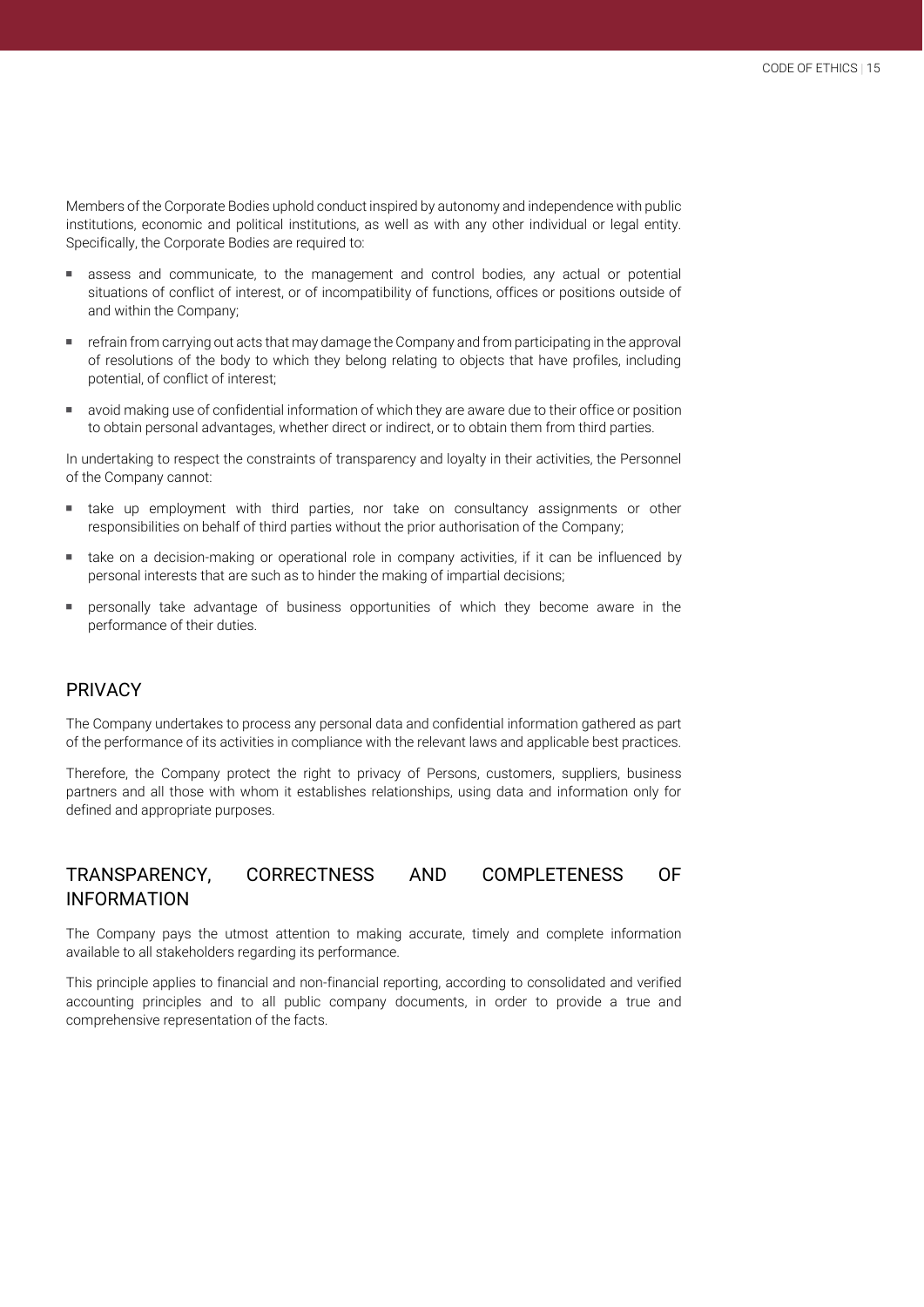Members of the Corporate Bodies uphold conduct inspired by autonomy and independence with public institutions, economic and political institutions, as well as with any other individual or legal entity. Specifically, the Corporate Bodies are required to:

- assess and communicate, to the management and control bodies, any actual or potential situations of conflict of interest, or of incompatibility of functions, offices or positions outside of and within the Company;
- refrain from carrying out acts that may damage the Company and from participating in the approval of resolutions of the body to which they belong relating to objects that have profiles, including potential, of conflict of interest;
- avoid making use of confidential information of which they are aware due to their office or position to obtain personal advantages, whether direct or indirect, or to obtain them from third parties.

In undertaking to respect the constraints of transparency and loyalty in their activities, the Personnel of the Company cannot:

- take up employment with third parties, nor take on consultancy assignments or other responsibilities on behalf of third parties without the prior authorisation of the Company;
- take on a decision-making or operational role in company activities, if it can be influenced by personal interests that are such as to hinder the making of impartial decisions;
- personally take advantage of business opportunities of which they become aware in the performance of their duties.

## PRIVACY

The Company undertakes to process any personal data and confidential information gathered as part of the performance of its activities in compliance with the relevant laws and applicable best practices.

Therefore, the Company protect the right to privacy of Persons, customers, suppliers, business partners and all those with whom it establishes relationships, using data and information only for defined and appropriate purposes.

## TRANSPARENCY, CORRECTNESS AND COMPLETENESS OF INFORMATION

The Company pays the utmost attention to making accurate, timely and complete information available to all stakeholders regarding its performance.

This principle applies to financial and non-financial reporting, according to consolidated and verified accounting principles and to all public company documents, in order to provide a true and comprehensive representation of the facts.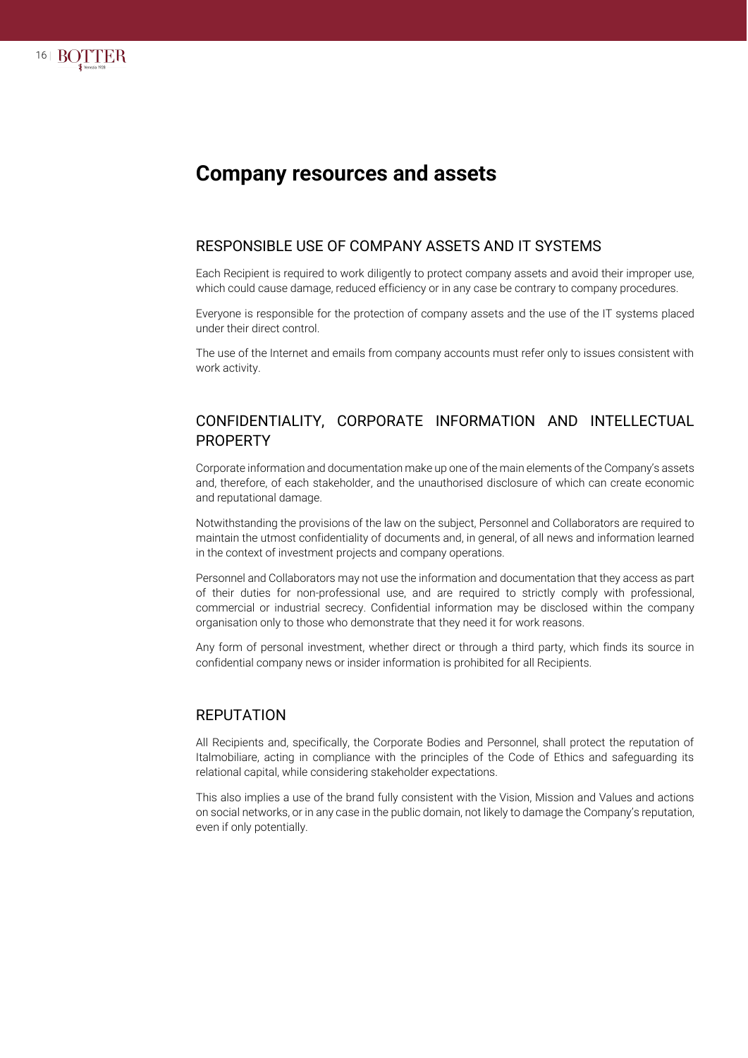# Company resources and assets

## RESPONSIBLE USE OF COMPANY ASSETS AND IT SYSTEMS

Each Recipient is required to work diligently to protect company assets and avoid their improper use, which could cause damage, reduced efficiency or in any case be contrary to company procedures.

Everyone is responsible for the protection of company assets and the use of the IT systems placed under their direct control.

The use of the Internet and emails from company accounts must refer only to issues consistent with work activity.

## CONFIDENTIALITY, CORPORATE INFORMATION AND INTELLECTUAL PROPERTY

Corporate information and documentation make up one of the main elements of the Company's assets and, therefore, of each stakeholder, and the unauthorised disclosure of which can create economic and reputational damage.

Notwithstanding the provisions of the law on the subject, Personnel and Collaborators are required to maintain the utmost confidentiality of documents and, in general, of all news and information learned in the context of investment projects and company operations.

Personnel and Collaborators may not use the information and documentation that they access as part of their duties for non-professional use, and are required to strictly comply with professional, commercial or industrial secrecy. Confidential information may be disclosed within the company organisation only to those who demonstrate that they need it for work reasons.

Any form of personal investment, whether direct or through a third party, which finds its source in confidential company news or insider information is prohibited for all Recipients.

## REPUTATION

All Recipients and, specifically, the Corporate Bodies and Personnel, shall protect the reputation of Italmobiliare, acting in compliance with the principles of the Code of Ethics and safeguarding its relational capital, while considering stakeholder expectations.

This also implies a use of the brand fully consistent with the Vision, Mission and Values and actions on social networks, or in any case in the public domain, not likely to damage the Company's reputation, even if only potentially.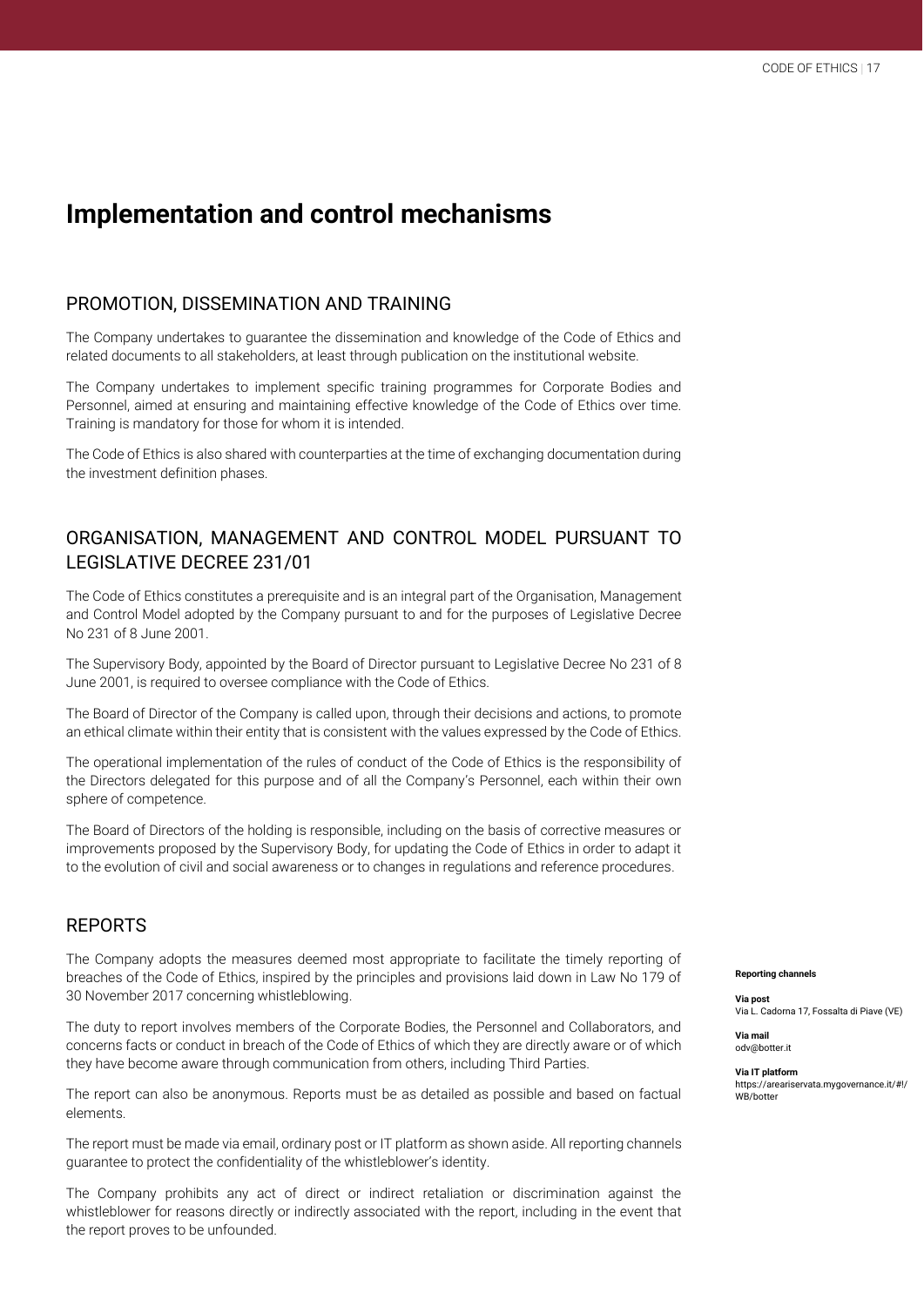# Implementation and control mechanisms

## PROMOTION, DISSEMINATION AND TRAINING

The Company undertakes to guarantee the dissemination and knowledge of the Code of Ethics and related documents to all stakeholders, at least through publication on the institutional website.

The Company undertakes to implement specific training programmes for Corporate Bodies and Personnel, aimed at ensuring and maintaining effective knowledge of the Code of Ethics over time. Training is mandatory for those for whom it is intended.

The Code of Ethics is also shared with counterparties at the time of exchanging documentation during the investment definition phases.

## ORGANISATION, MANAGEMENT AND CONTROL MODEL PURSUANT TO LEGISLATIVE DECREE 231/01

The Code of Ethics constitutes a prerequisite and is an integral part of the Organisation, Management and Control Model adopted by the Company pursuant to and for the purposes of Legislative Decree No 231 of 8 June 2001.

The Supervisory Body, appointed by the Board of Director pursuant to Legislative Decree No 231 of 8 June 2001, is required to oversee compliance with the Code of Ethics.

The Board of Director of the Company is called upon, through their decisions and actions, to promote an ethical climate within their entity that is consistent with the values expressed by the Code of Ethics.

The operational implementation of the rules of conduct of the Code of Ethics is the responsibility of the Directors delegated for this purpose and of all the Company's Personnel, each within their own sphere of competence.

The Board of Directors of the holding is responsible, including on the basis of corrective measures or improvements proposed by the Supervisory Body, for updating the Code of Ethics in order to adapt it to the evolution of civil and social awareness or to changes in regulations and reference procedures.

## REPORTS

The Company adopts the measures deemed most appropriate to facilitate the timely reporting of breaches of the Code of Ethics, inspired by the principles and provisions laid down in Law No 179 of 30 November 2017 concerning whistleblowing.

The duty to report involves members of the Corporate Bodies, the Personnel and Collaborators, and concerns facts or conduct in breach of the Code of Ethics of which they are directly aware or of which they have become aware through communication from others, including Third Parties.

The report can also be anonymous. Reports must be as detailed as possible and based on factual elements.

The report must be made via email, ordinary post or IT platform as shown aside. All reporting channels guarantee to protect the confidentiality of the whistleblower's identity.

The Company prohibits any act of direct or indirect retaliation or discrimination against the whistleblower for reasons directly or indirectly associated with the report, including in the event that the report proves to be unfounded.

**Reporting channels**

**Via post**
Via L. Cadorna 17, Fossalta di Piave (VE)

**Via mail**
odv@botter.it

**Via IT platform**
https://areariservata.mygovernance.it/#!/WB/botter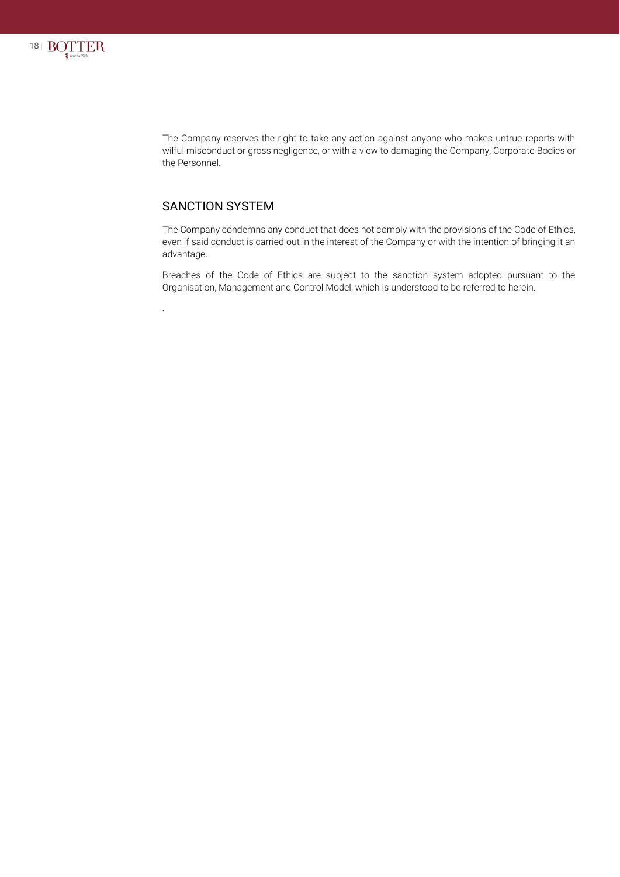The Company reserves the right to take any action against anyone who makes untrue reports with wilful misconduct or gross negligence, or with a view to damaging the Company, Corporate Bodies or the Personnel.

## SANCTION SYSTEM

The Company condemns any conduct that does not comply with the provisions of the Code of Ethics, even if said conduct is carried out in the interest of the Company or with the intention of bringing it an advantage.

Breaches of the Code of Ethics are subject to the sanction system adopted pursuant to the Organisation, Management and Control Model, which is understood to be referred to herein.

.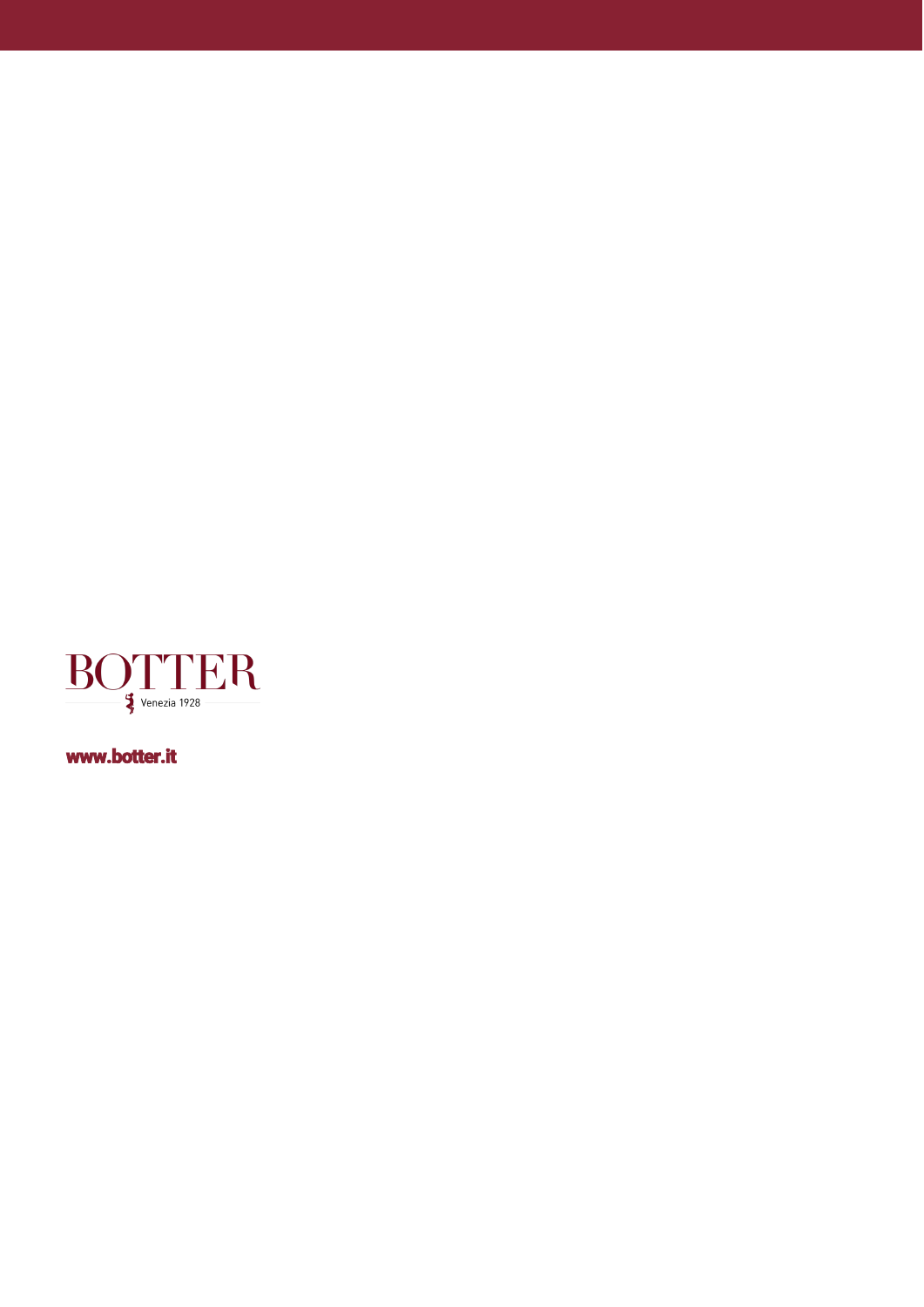BOTTER

Venezia 1928

**www.botter.it**